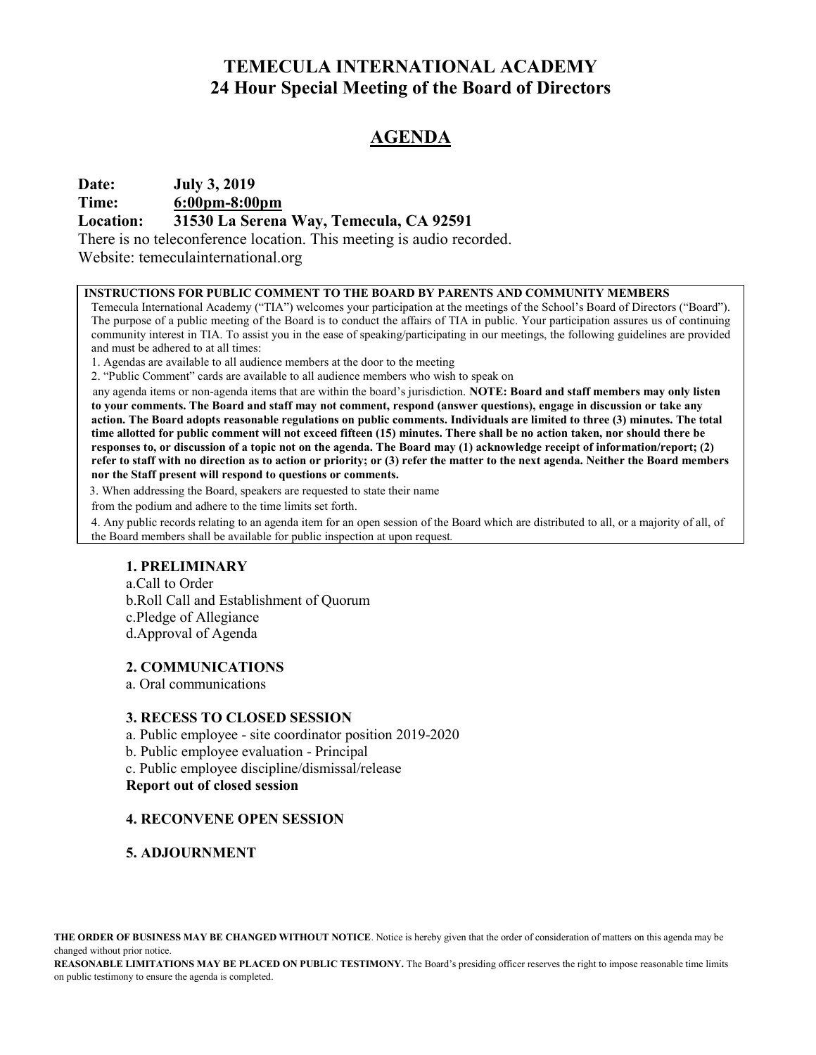# TEMECULA INTERNATIONAL ACADEMY
## 24 Hour Special Meeting of the Board of Directors

## AGENDA

**Date:** **July 3, 2019**
**Time:** **6:00pm-8:00pm**
**Location:** **31530 La Serena Way, Temecula, CA 92591**
There is no teleconference location. This meeting is audio recorded.
Website: temeculainternational.org

**INSTRUCTIONS FOR PUBLIC COMMENT TO THE BOARD BY PARENTS AND COMMUNITY MEMBERS**

Temecula International Academy ("TIA") welcomes your participation at the meetings of the School's Board of Directors ("Board"). The purpose of a public meeting of the Board is to conduct the affairs of TIA in public. Your participation assures us of continuing community interest in TIA. To assist you in the ease of speaking/participating in our meetings, the following guidelines are provided and must be adhered to at all times:

1. Agendas are available to all audience members at the door to the meeting
2. "Public Comment" cards are available to all audience members who wish to speak on any agenda items or non-agenda items that are within the board's jurisdiction. **NOTE: Board and staff members may only listen to your comments. The Board and staff may not comment, respond (answer questions), engage in discussion or take any action. The Board adopts reasonable regulations on public comments. Individuals are limited to three (3) minutes. The total time allotted for public comment will not exceed fifteen (15) minutes. There shall be no action taken, nor should there be responses to, or discussion of a topic not on the agenda. The Board may (1) acknowledge receipt of information/report; (2) refer to staff with no direction as to action or priority; or (3) refer the matter to the next agenda. Neither the Board members nor the Staff present will respond to questions or comments.**
3. When addressing the Board, speakers are requested to state their name from the podium and adhere to the time limits set forth.
4. Any public records relating to an agenda item for an open session of the Board which are distributed to all, or a majority of all, of the Board members shall be available for public inspection at upon request.

### 1. PRELIMINARY

a.Call to Order
b.Roll Call and Establishment of Quorum
c.Pledge of Allegiance
d.Approval of Agenda

### 2. COMMUNICATIONS

a. Oral communications

### 3. RECESS TO CLOSED SESSION

a. Public employee - site coordinator position 2019-2020
b. Public employee evaluation - Principal
c. Public employee discipline/dismissal/release
**Report out of closed session**

### 4. RECONVENE OPEN SESSION

### 5. ADJOURNMENT

**THE ORDER OF BUSINESS MAY BE CHANGED WITHOUT NOTICE**. Notice is hereby given that the order of consideration of matters on this agenda may be changed without prior notice.
**REASONABLE LIMITATIONS MAY BE PLACED ON PUBLIC TESTIMONY.** The Board's presiding officer reserves the right to impose reasonable time limits on public testimony to ensure the agenda is completed.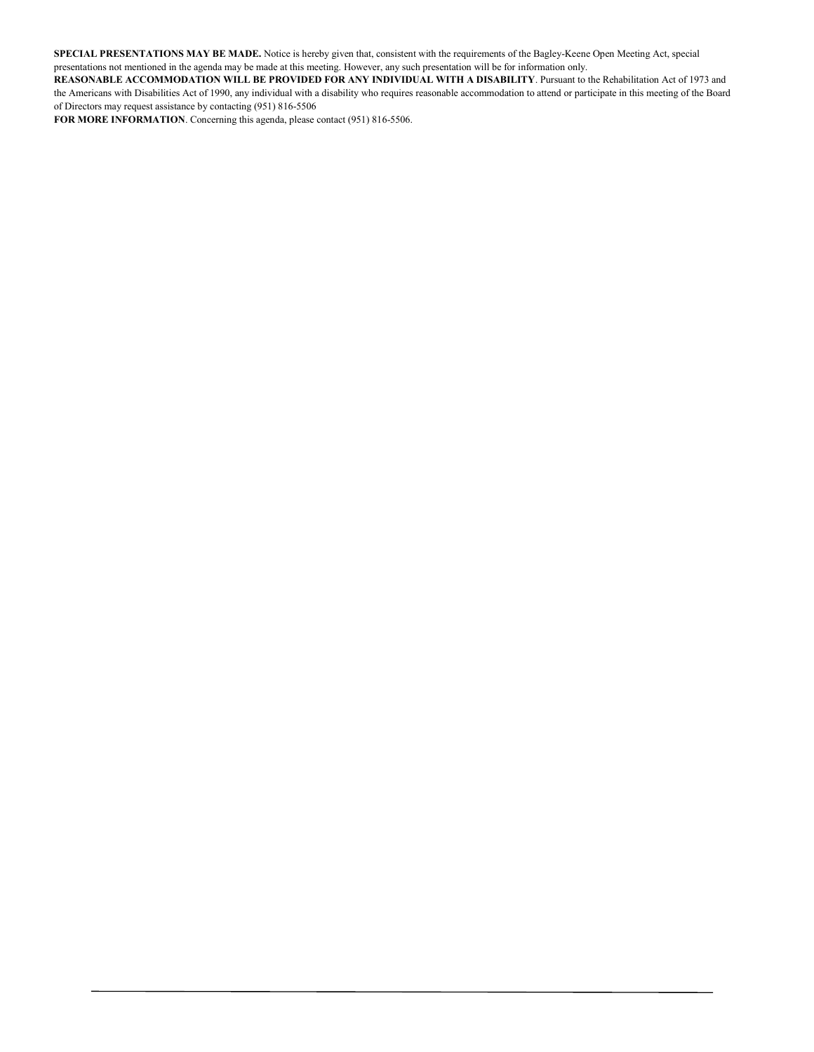**SPECIAL PRESENTATIONS MAY BE MADE.** Notice is hereby given that, consistent with the requirements of the Bagley-Keene Open Meeting Act, special presentations not mentioned in the agenda may be made at this meeting. However, any such presentation will be for information only.

**REASONABLE ACCOMMODATION WILL BE PROVIDED FOR ANY INDIVIDUAL WITH A DISABILITY**. Pursuant to the Rehabilitation Act of 1973 and the Americans with Disabilities Act of 1990, any individual with a disability who requires reasonable accommodation to attend or participate in this meeting of the Board of Directors may request assistance by contacting (951) 816-5506

**FOR MORE INFORMATION**. Concerning this agenda, please contact (951) 816-5506.